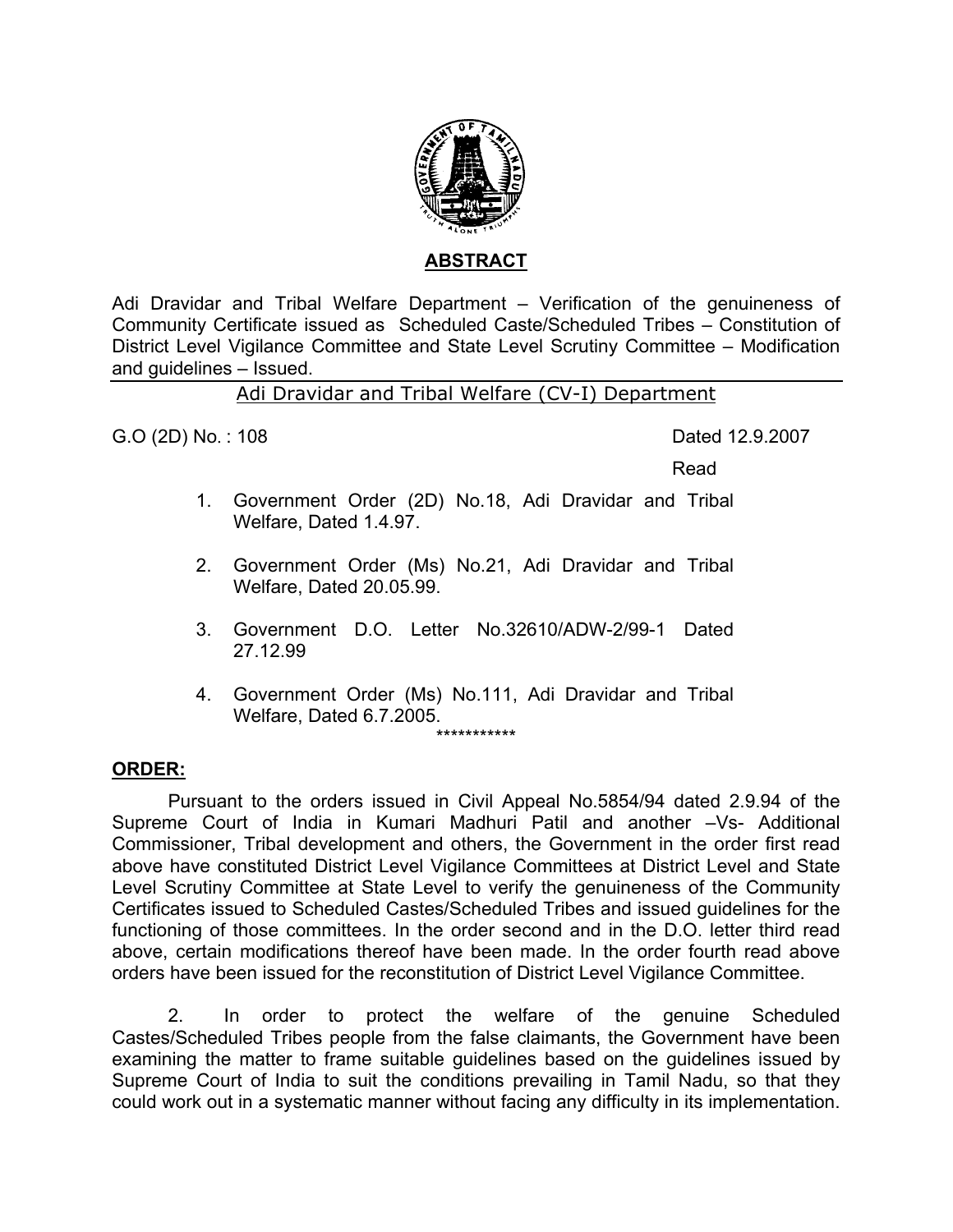## ABSTRACT

Adi Dravidar and Tribal Welfare Department – Verification of the genuineness of Community Certificate issued as Scheduled Caste/Scheduled Tribes – Constitution of District Level Vigilance Committee and State Level Scrutiny Committee – Modification and guidelines – Issued.

Adi Dravidar and Tribal Welfare (CV-I) Department

G.O (2D) No. : 108 Dated 12.9.2007

Read

1. Government Order (2D) No.18, Adi Dravidar and Tribal Welfare, Dated 1.4.97.
2. Government Order (Ms) No.21, Adi Dravidar and Tribal Welfare, Dated 20.05.99.
3. Government D.O. Letter No.32610/ADW-2/99-1 Dated 27.12.99
4. Government Order (Ms) No.111, Adi Dravidar and Tribal Welfare, Dated 6.7.2005.

\*\*\*\*\*\*\*\*\*\*\*

**ORDER:**

Pursuant to the orders issued in Civil Appeal No.5854/94 dated 2.9.94 of the Supreme Court of India in Kumari Madhuri Patil and another –Vs- Additional Commissioner, Tribal development and others, the Government in the order first read above have constituted District Level Vigilance Committees at District Level and State Level Scrutiny Committee at State Level to verify the genuineness of the Community Certificates issued to Scheduled Castes/Scheduled Tribes and issued guidelines for the functioning of those committees. In the order second and in the D.O. letter third read above, certain modifications thereof have been made. In the order fourth read above orders have been issued for the reconstitution of District Level Vigilance Committee.

2. In order to protect the welfare of the genuine Scheduled Castes/Scheduled Tribes people from the false claimants, the Government have been examining the matter to frame suitable guidelines based on the guidelines issued by Supreme Court of India to suit the conditions prevailing in Tamil Nadu, so that they could work out in a systematic manner without facing any difficulty in its implementation.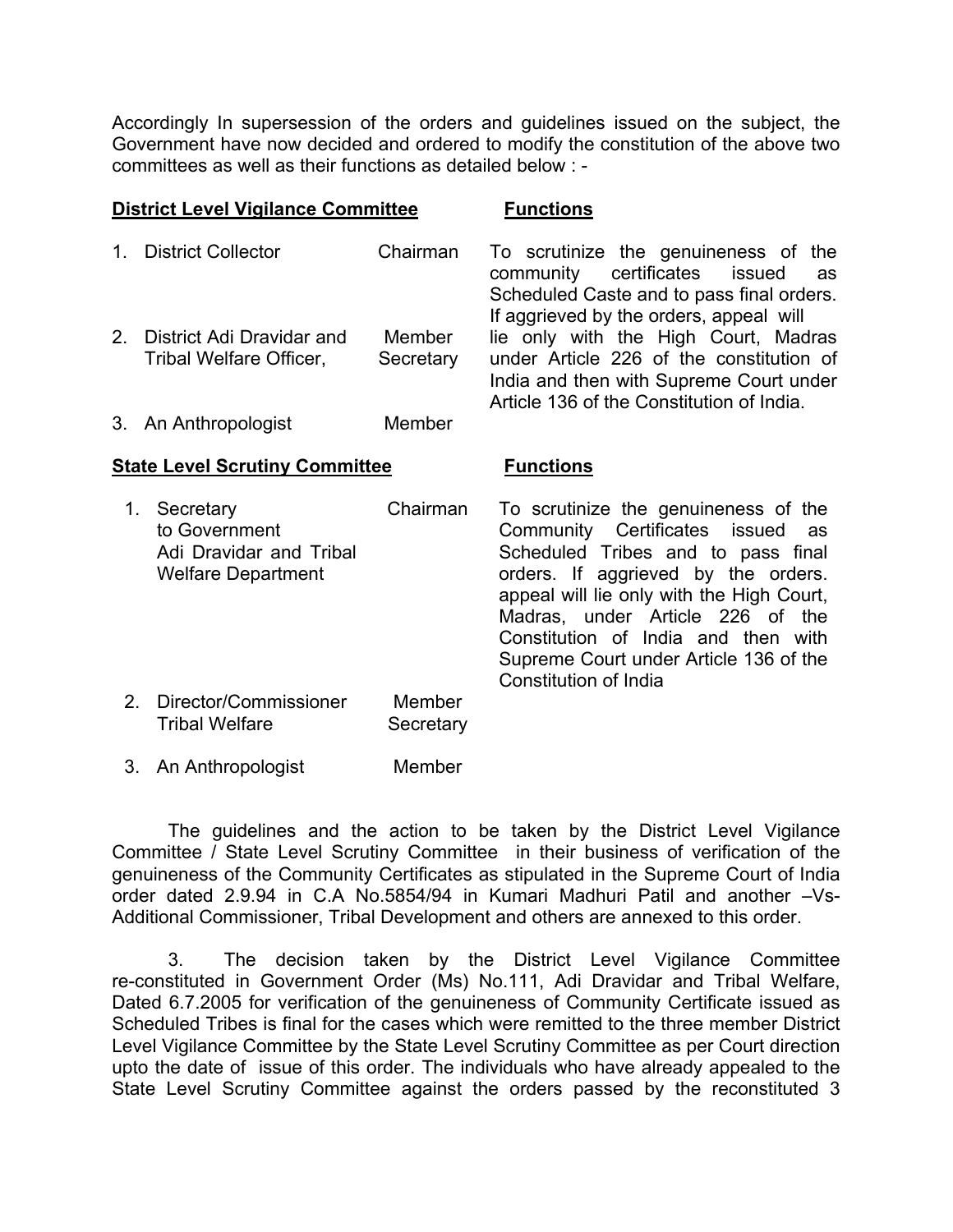Accordingly In supersession of the orders and guidelines issued on the subject, the Government have now decided and ordered to modify the constitution of the above two committees as well as their functions as detailed below : -

| District Level Vigilance Committee | | Functions |
|---|---|---|
| 1. District Collector | Chairman | To scrutinize the genuineness of the community certificates issued as Scheduled Caste and to pass final orders. If aggrieved by the orders, appeal will lie only with the High Court, Madras under Article 226 of the constitution of India and then with Supreme Court under Article 136 of the Constitution of India. |
| 2. District Adi Dravidar and Tribal Welfare Officer, | Member Secretary | |
| 3. An Anthropologist | Member | |

| State Level Scrutiny Committee | | Functions |
|---|---|---|
| 1. Secretary to Government Adi Dravidar and Tribal Welfare Department | Chairman | To scrutinize the genuineness of the Community Certificates issued as Scheduled Tribes and to pass final orders. If aggrieved by the orders. appeal will lie only with the High Court, Madras, under Article 226 of the Constitution of India and then with Supreme Court under Article 136 of the Constitution of India |
| 2. Director/Commissioner Tribal Welfare | Member Secretary | |
| 3. An Anthropologist | Member | |

The guidelines and the action to be taken by the District Level Vigilance Committee / State Level Scrutiny Committee in their business of verification of the genuineness of the Community Certificates as stipulated in the Supreme Court of India order dated 2.9.94 in C.A No.5854/94 in Kumari Madhuri Patil and another –Vs- Additional Commissioner, Tribal Development and others are annexed to this order.

3. The decision taken by the District Level Vigilance Committee re-constituted in Government Order (Ms) No.111, Adi Dravidar and Tribal Welfare, Dated 6.7.2005 for verification of the genuineness of Community Certificate issued as Scheduled Tribes is final for the cases which were remitted to the three member District Level Vigilance Committee by the State Level Scrutiny Committee as per Court direction upto the date of issue of this order. The individuals who have already appealed to the State Level Scrutiny Committee against the orders passed by the reconstituted 3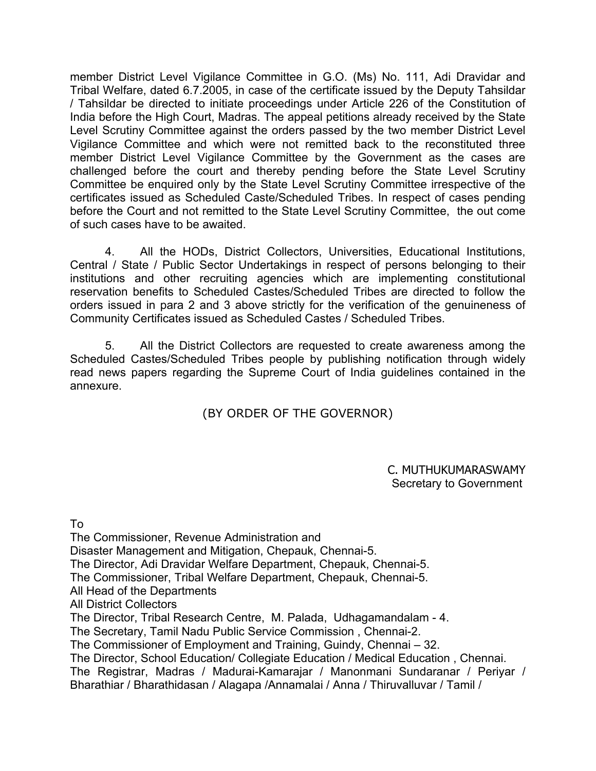member District Level Vigilance Committee in G.O. (Ms) No. 111, Adi Dravidar and Tribal Welfare, dated 6.7.2005, in case of the certificate issued by the Deputy Tahsildar / Tahsildar be directed to initiate proceedings under Article 226 of the Constitution of India before the High Court, Madras. The appeal petitions already received by the State Level Scrutiny Committee against the orders passed by the two member District Level Vigilance Committee and which were not remitted back to the reconstituted three member District Level Vigilance Committee by the Government as the cases are challenged before the court and thereby pending before the State Level Scrutiny Committee be enquired only by the State Level Scrutiny Committee irrespective of the certificates issued as Scheduled Caste/Scheduled Tribes. In respect of cases pending before the Court and not remitted to the State Level Scrutiny Committee, the out come of such cases have to be awaited.

4. All the HODs, District Collectors, Universities, Educational Institutions, Central / State / Public Sector Undertakings in respect of persons belonging to their institutions and other recruiting agencies which are implementing constitutional reservation benefits to Scheduled Castes/Scheduled Tribes are directed to follow the orders issued in para 2 and 3 above strictly for the verification of the genuineness of Community Certificates issued as Scheduled Castes / Scheduled Tribes.

5. All the District Collectors are requested to create awareness among the Scheduled Castes/Scheduled Tribes people by publishing notification through widely read news papers regarding the Supreme Court of India guidelines contained in the annexure.

(BY ORDER OF THE GOVERNOR)

C. MUTHUKUMARASWAMY
Secretary to Government

To
The Commissioner, Revenue Administration and
Disaster Management and Mitigation, Chepauk, Chennai-5.
The Director, Adi Dravidar Welfare Department, Chepauk, Chennai-5.
The Commissioner, Tribal Welfare Department, Chepauk, Chennai-5.
All Head of the Departments
All District Collectors
The Director, Tribal Research Centre, M. Palada, Udhagamandalam - 4.
The Secretary, Tamil Nadu Public Service Commission , Chennai-2.
The Commissioner of Employment and Training, Guindy, Chennai – 32.
The Director, School Education/ Collegiate Education / Medical Education , Chennai.
The Registrar, Madras / Madurai-Kamarajar / Manonmani Sundaranar / Periyar / Bharathiar / Bharathidasan / Alagapa /Annamalai / Anna / Thiruvalluvar / Tamil /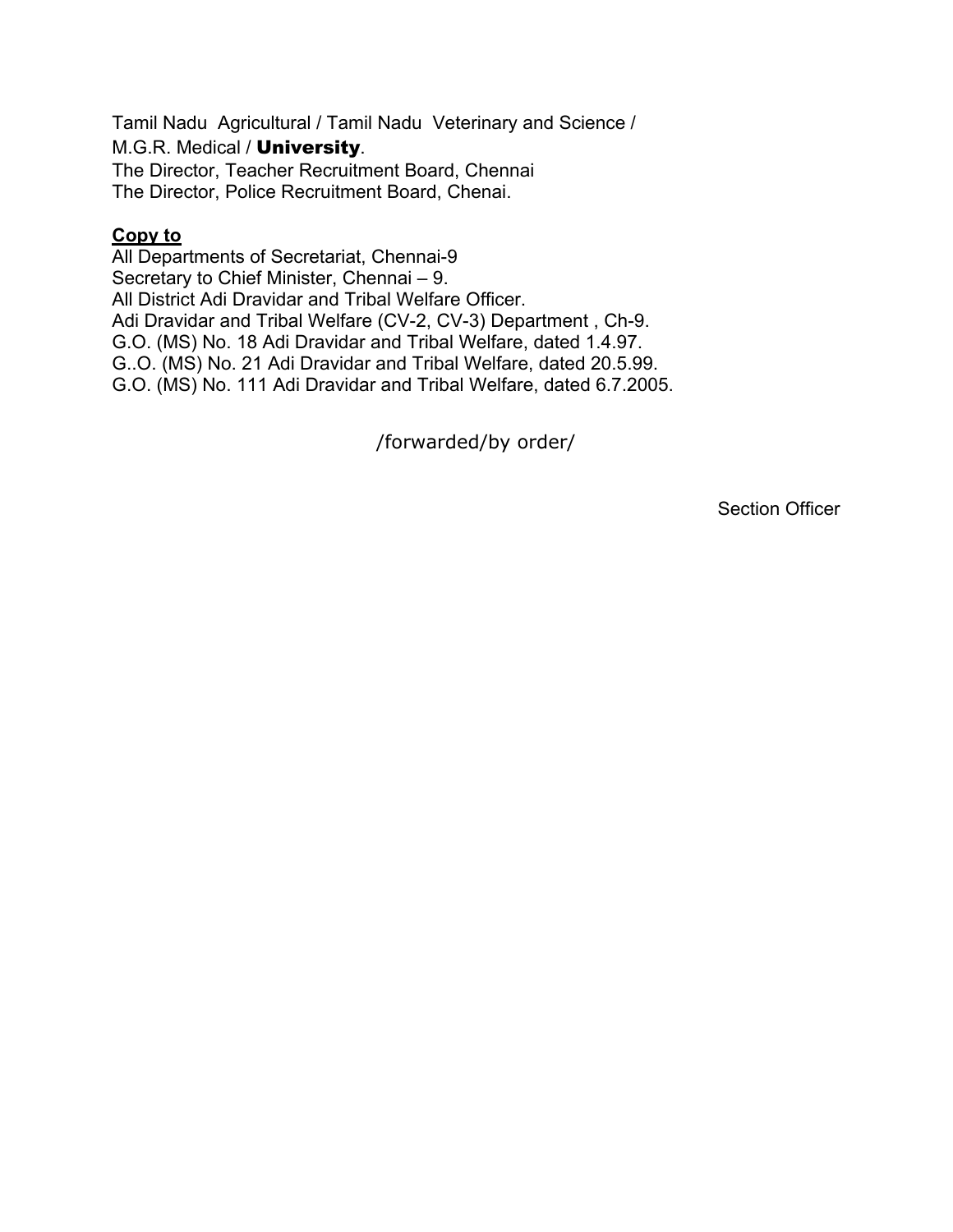Tamil Nadu  Agricultural / Tamil Nadu  Veterinary and Science / M.G.R. Medical / **University**.
The Director, Teacher Recruitment Board, Chennai
The Director, Police Recruitment Board, Chenai.

**Copy to**

All Departments of Secretariat, Chennai-9
Secretary to Chief Minister, Chennai – 9.
All District Adi Dravidar and Tribal Welfare Officer.
Adi Dravidar and Tribal Welfare (CV-2, CV-3) Department , Ch-9.
G.O. (MS) No. 18 Adi Dravidar and Tribal Welfare, dated 1.4.97.
G..O. (MS) No. 21 Adi Dravidar and Tribal Welfare, dated 20.5.99.
G.O. (MS) No. 111 Adi Dravidar and Tribal Welfare, dated 6.7.2005.

/forwarded/by order/

Section Officer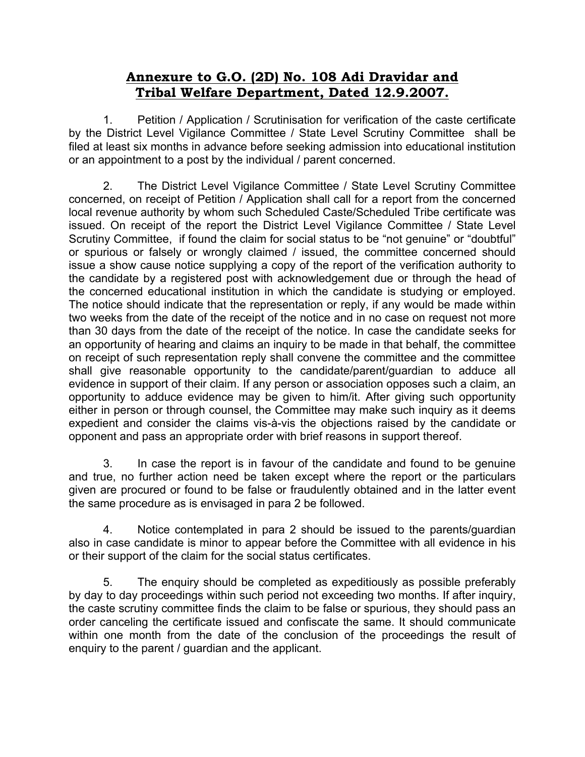## **Annexure to G.O. (2D) No. 108 Adi Dravidar and Tribal Welfare Department, Dated 12.9.2007.**

1. Petition / Application / Scrutinisation for verification of the caste certificate by the District Level Vigilance Committee / State Level Scrutiny Committee shall be filed at least six months in advance before seeking admission into educational institution or an appointment to a post by the individual / parent concerned.

2. The District Level Vigilance Committee / State Level Scrutiny Committee concerned, on receipt of Petition / Application shall call for a report from the concerned local revenue authority by whom such Scheduled Caste/Scheduled Tribe certificate was issued. On receipt of the report the District Level Vigilance Committee / State Level Scrutiny Committee, if found the claim for social status to be "not genuine" or "doubtful" or spurious or falsely or wrongly claimed / issued, the committee concerned should issue a show cause notice supplying a copy of the report of the verification authority to the candidate by a registered post with acknowledgement due or through the head of the concerned educational institution in which the candidate is studying or employed. The notice should indicate that the representation or reply, if any would be made within two weeks from the date of the receipt of the notice and in no case on request not more than 30 days from the date of the receipt of the notice. In case the candidate seeks for an opportunity of hearing and claims an inquiry to be made in that behalf, the committee on receipt of such representation reply shall convene the committee and the committee shall give reasonable opportunity to the candidate/parent/guardian to adduce all evidence in support of their claim. If any person or association opposes such a claim, an opportunity to adduce evidence may be given to him/it. After giving such opportunity either in person or through counsel, the Committee may make such inquiry as it deems expedient and consider the claims vis-à-vis the objections raised by the candidate or opponent and pass an appropriate order with brief reasons in support thereof.

3. In case the report is in favour of the candidate and found to be genuine and true, no further action need be taken except where the report or the particulars given are procured or found to be false or fraudulently obtained and in the latter event the same procedure as is envisaged in para 2 be followed.

4. Notice contemplated in para 2 should be issued to the parents/guardian also in case candidate is minor to appear before the Committee with all evidence in his or their support of the claim for the social status certificates.

5. The enquiry should be completed as expeditiously as possible preferably by day to day proceedings within such period not exceeding two months. If after inquiry, the caste scrutiny committee finds the claim to be false or spurious, they should pass an order canceling the certificate issued and confiscate the same. It should communicate within one month from the date of the conclusion of the proceedings the result of enquiry to the parent / guardian and the applicant.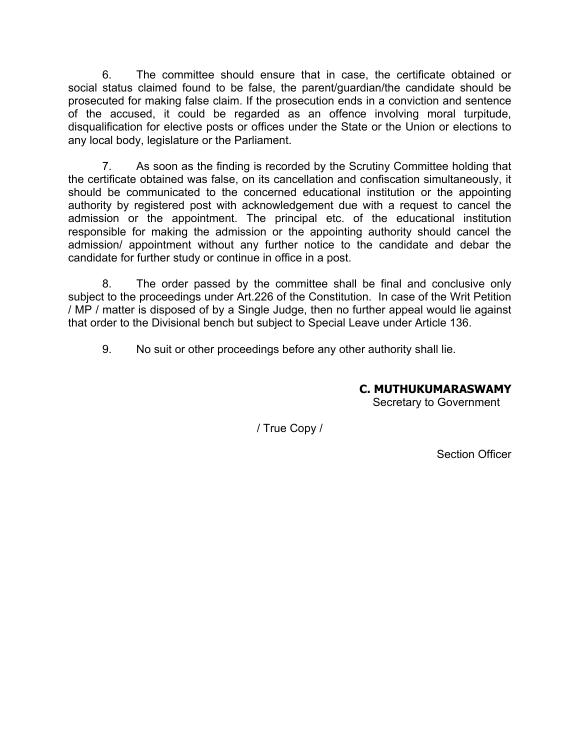6. The committee should ensure that in case, the certificate obtained or social status claimed found to be false, the parent/guardian/the candidate should be prosecuted for making false claim. If the prosecution ends in a conviction and sentence of the accused, it could be regarded as an offence involving moral turpitude, disqualification for elective posts or offices under the State or the Union or elections to any local body, legislature or the Parliament.

7. As soon as the finding is recorded by the Scrutiny Committee holding that the certificate obtained was false, on its cancellation and confiscation simultaneously, it should be communicated to the concerned educational institution or the appointing authority by registered post with acknowledgement due with a request to cancel the admission or the appointment. The principal etc. of the educational institution responsible for making the admission or the appointing authority should cancel the admission/ appointment without any further notice to the candidate and debar the candidate for further study or continue in office in a post.

8. The order passed by the committee shall be final and conclusive only subject to the proceedings under Art.226 of the Constitution. In case of the Writ Petition / MP / matter is disposed of by a Single Judge, then no further appeal would lie against that order to the Divisional bench but subject to Special Leave under Article 136.

9. No suit or other proceedings before any other authority shall lie.

**C. MUTHUKUMARASWAMY**
Secretary to Government

/ True Copy /

Section Officer